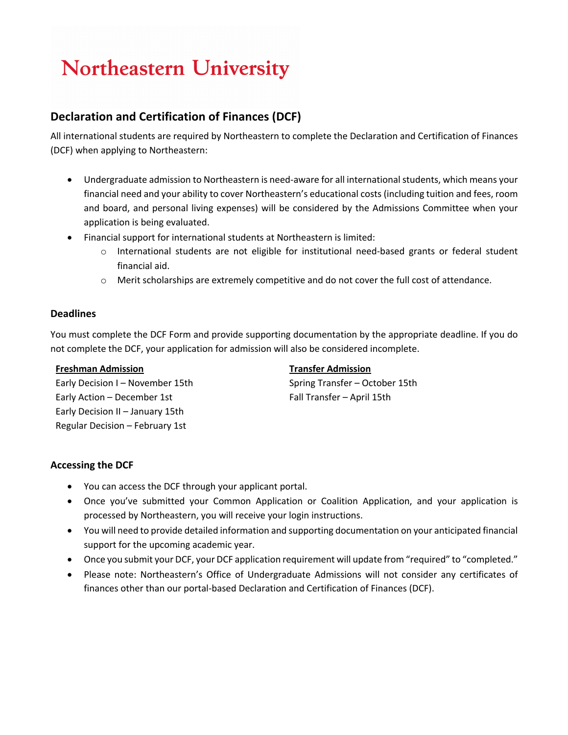# Northeastern University

## Declaration and Certification of Finances (DCF)

All international students are required by Northeastern to complete the Declaration and Certification of Finances (DCF) when applying to Northeastern:

- Undergraduate admission to Northeastern is need-aware for all international students, which means your financial need and your ability to cover Northeastern's educational costs (including tuition and fees, room and board, and personal living expenses) will be considered by the Admissions Committee when your application is being evaluated.
- Financial support for international students at Northeastern is limited:
  - International students are not eligible for institutional need-based grants or federal student financial aid.
  - Merit scholarships are extremely competitive and do not cover the full cost of attendance.

### Deadlines

You must complete the DCF Form and provide supporting documentation by the appropriate deadline. If you do not complete the DCF, your application for admission will also be considered incomplete.

**Freshman Admission**

Early Decision I – November 15th
Early Action – December 1st
Early Decision II – January 15th
Regular Decision – February 1st

**Transfer Admission**

Spring Transfer – October 15th
Fall Transfer – April 15th

### Accessing the DCF

- You can access the DCF through your applicant portal.
- Once you've submitted your Common Application or Coalition Application, and your application is processed by Northeastern, you will receive your login instructions.
- You will need to provide detailed information and supporting documentation on your anticipated financial support for the upcoming academic year.
- Once you submit your DCF, your DCF application requirement will update from "required" to "completed."
- Please note: Northeastern's Office of Undergraduate Admissions will not consider any certificates of finances other than our portal-based Declaration and Certification of Finances (DCF).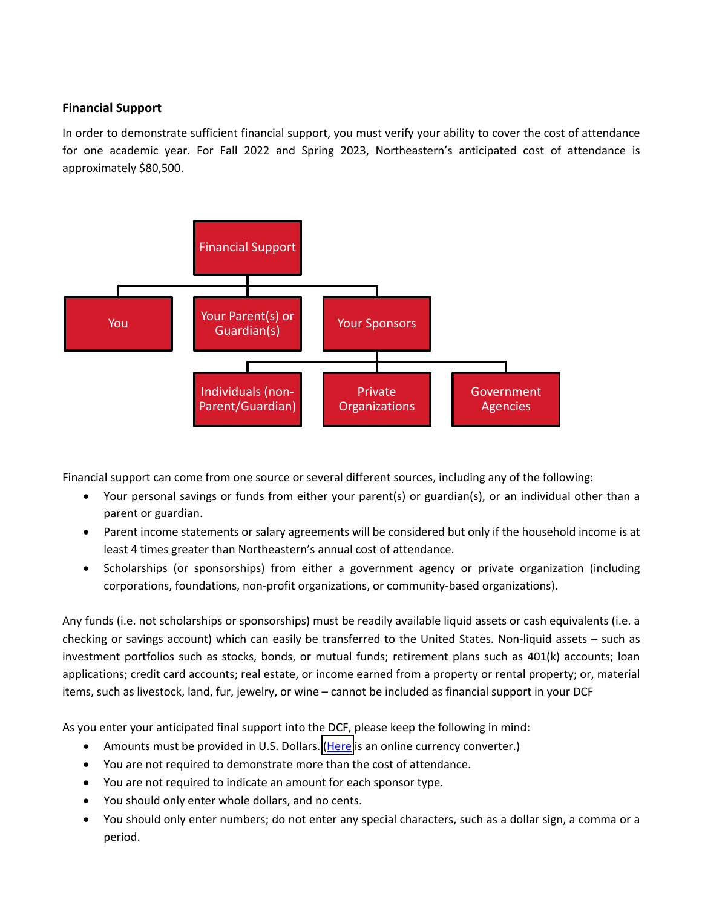**Financial Support**

In order to demonstrate sufficient financial support, you must verify your ability to cover the cost of attendance for one academic year. For Fall 2022 and Spring 2023, Northeastern's anticipated cost of attendance is approximately $80,500.

Financial Support
- You
- Your Parent(s) or Guardian(s)
- Your Sponsors
  - Individuals (non-Parent/Guardian)
  - Private Organizations
  - Government Agencies

Financial support can come from one source or several different sources, including any of the following:

- Your personal savings or funds from either your parent(s) or guardian(s), or an individual other than a parent or guardian.
- Parent income statements or salary agreements will be considered but only if the household income is at least 4 times greater than Northeastern's annual cost of attendance.
- Scholarships (or sponsorships) from either a government agency or private organization (including corporations, foundations, non-profit organizations, or community-based organizations).

Any funds (i.e. not scholarships or sponsorships) must be readily available liquid assets or cash equivalents (i.e. a checking or savings account) which can easily be transferred to the United States. Non-liquid assets – such as investment portfolios such as stocks, bonds, or mutual funds; retirement plans such as 401(k) accounts; loan applications; credit card accounts; real estate, or income earned from a property or rental property; or, material items, such as livestock, land, fur, jewelry, or wine – cannot be included as financial support in your DCF

As you enter your anticipated final support into the DCF, please keep the following in mind:

- Amounts must be provided in U.S. Dollars. (Here is an online currency converter.)
- You are not required to demonstrate more than the cost of attendance.
- You are not required to indicate an amount for each sponsor type.
- You should only enter whole dollars, and no cents.
- You should only enter numbers; do not enter any special characters, such as a dollar sign, a comma or a period.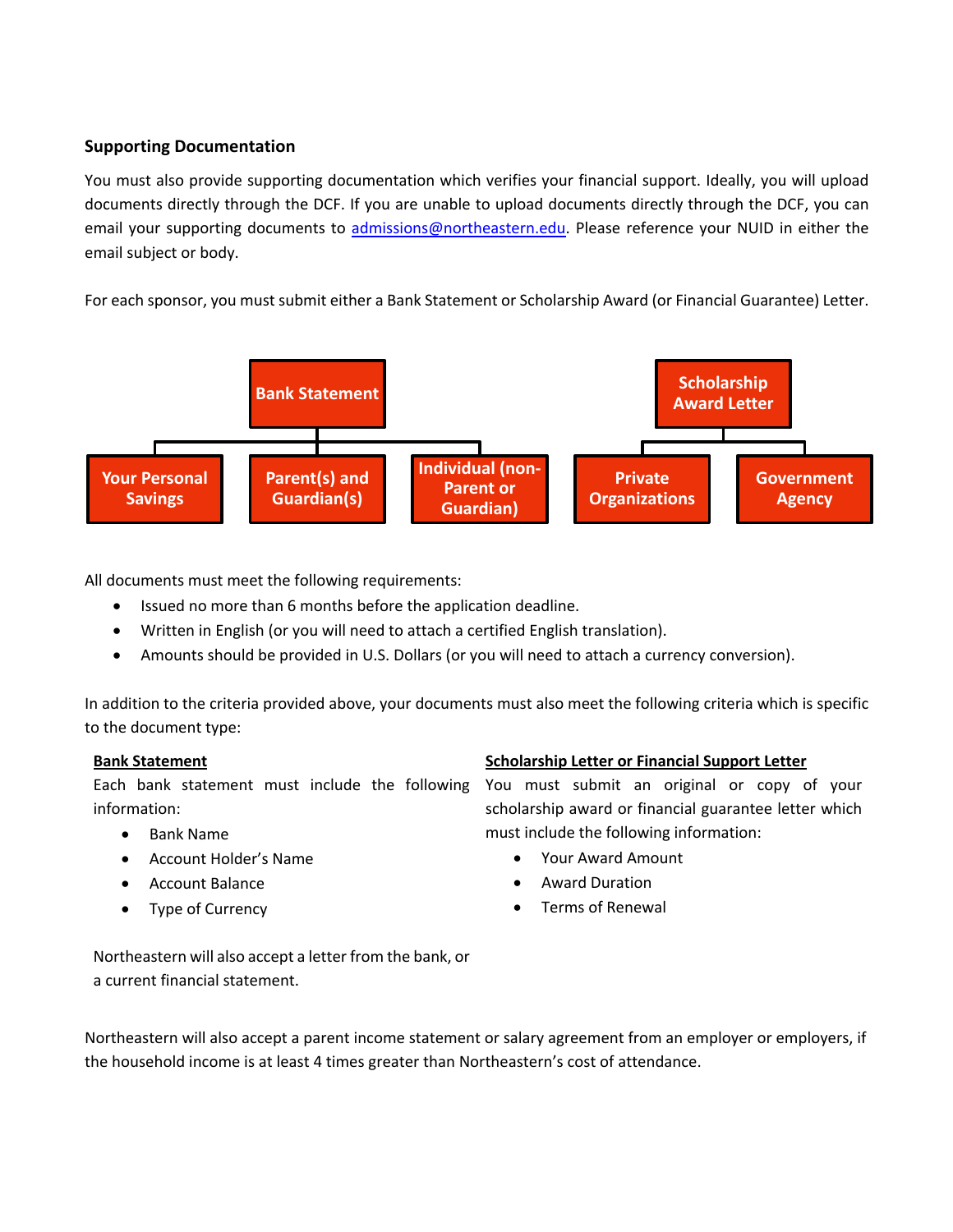**Supporting Documentation**

You must also provide supporting documentation which verifies your financial support. Ideally, you will upload documents directly through the DCF. If you are unable to upload documents directly through the DCF, you can email your supporting documents to admissions@northeastern.edu. Please reference your NUID in either the email subject or body.

For each sponsor, you must submit either a Bank Statement or Scholarship Award (or Financial Guarantee) Letter.

Bank Statement

Your Personal Savings

Parent(s) and Guardian(s)

Individual (non-Parent or Guardian)

Scholarship Award Letter

Private Organizations

Government Agency

All documents must meet the following requirements:

- Issued no more than 6 months before the application deadline.
- Written in English (or you will need to attach a certified English translation).
- Amounts should be provided in U.S. Dollars (or you will need to attach a currency conversion).

In addition to the criteria provided above, your documents must also meet the following criteria which is specific to the document type:

**Bank Statement**

Each bank statement must include the following information:

- Bank Name
- Account Holder's Name
- Account Balance
- Type of Currency

Northeastern will also accept a letter from the bank, or a current financial statement.

**Scholarship Letter or Financial Support Letter**

You must submit an original or copy of your scholarship award or financial guarantee letter which must include the following information:

- Your Award Amount
- Award Duration
- Terms of Renewal

Northeastern will also accept a parent income statement or salary agreement from an employer or employers, if the household income is at least 4 times greater than Northeastern's cost of attendance.